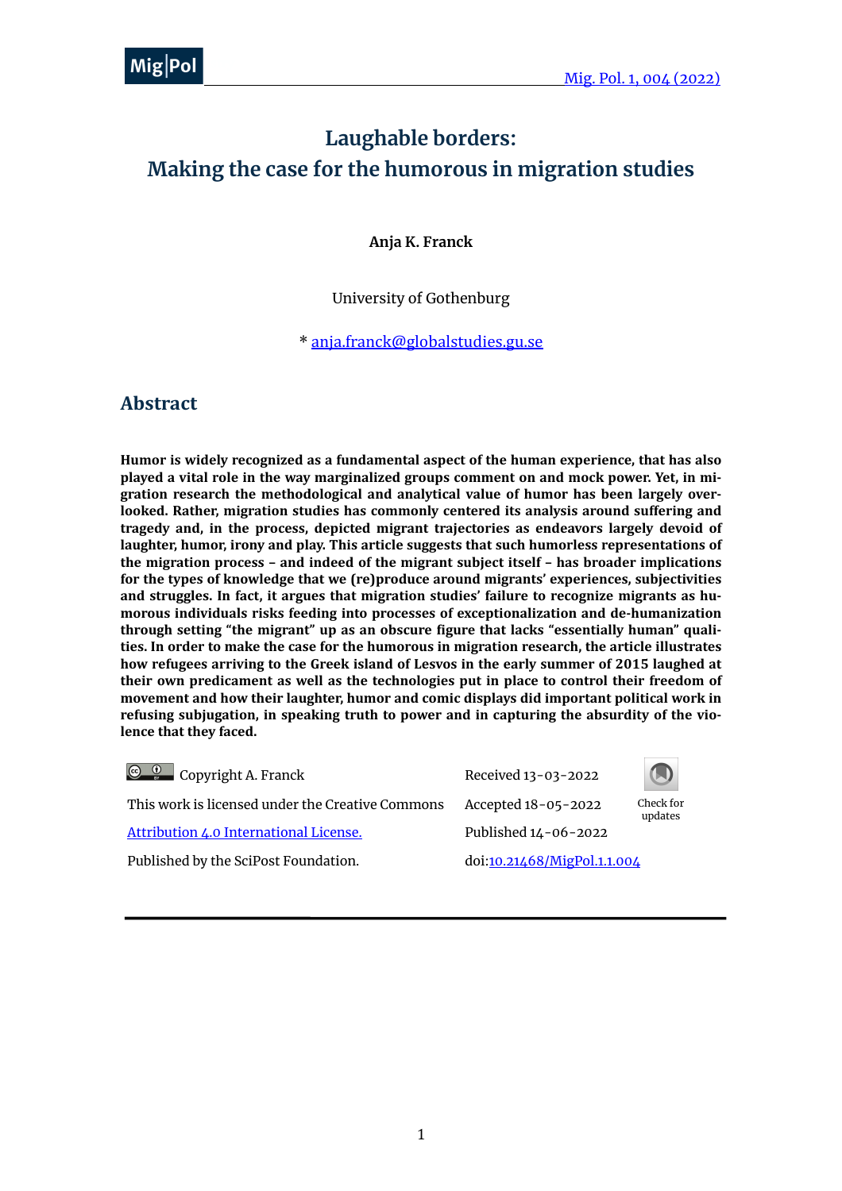# Laughable borders:
# Making the case for the humorous in migration studies

**Anja K. Franck**

University of Gothenburg

* anja.franck@globalstudies.gu.se

## Abstract

**Humor is widely recognized as a fundamental aspect of the human experience, that has also played a vital role in the way marginalized groups comment on and mock power. Yet, in migration research the methodological and analytical value of humor has been largely overlooked. Rather, migration studies has commonly centered its analysis around suffering and tragedy and, in the process, depicted migrant trajectories as endeavors largely devoid of laughter, humor, irony and play. This article suggests that such humorless representations of the migration process – and indeed of the migrant subject itself – has broader implications for the types of knowledge that we (re)produce around migrants' experiences, subjectivities and struggles. In fact, it argues that migration studies' failure to recognize migrants as humorous individuals risks feeding into processes of exceptionalization and de-humanization through setting "the migrant" up as an obscure figure that lacks "essentially human" qualities. In order to make the case for the humorous in migration research, the article illustrates how refugees arriving to the Greek island of Lesvos in the early summer of 2015 laughed at their own predicament as well as the technologies put in place to control their freedom of movement and how their laughter, humor and comic displays did important political work in refusing subjugation, in speaking truth to power and in capturing the absurdity of the violence that they faced.**

Copyright A. Franck
This work is licensed under the Creative Commons Attribution 4.0 International License.
Published by the SciPost Foundation.

Received 13-03-2022
Accepted 18-05-2022
Published 14-06-2022
doi:10.21468/MigPol.1.1.004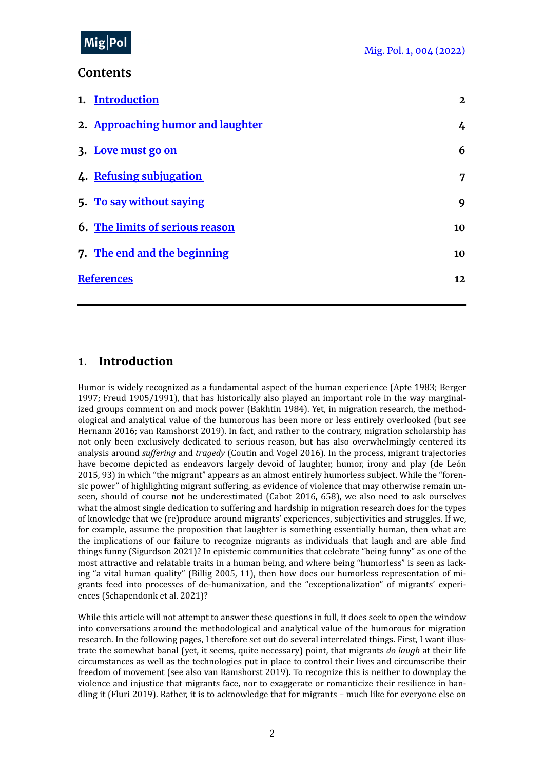## Contents

1. [Introduction](#) 2
2. [Approaching humor and laughter](#) 4
3. [Love must go on](#) 6
4. [Refusing subjugation](#) 7
5. [To say without saying](#) 9
6. [The limits of serious reason](#) 10
7. [The end and the beginning](#) 10

[References](#) 12

## 1. Introduction

Humor is widely recognized as a fundamental aspect of the human experience (Apte 1983; Berger 1997; Freud 1905/1991), that has historically also played an important role in the way marginalized groups comment on and mock power (Bakhtin 1984). Yet, in migration research, the methodological and analytical value of the humorous has been more or less entirely overlooked (but see Hernann 2016; van Ramshorst 2019). In fact, and rather to the contrary, migration scholarship has not only been exclusively dedicated to serious reason, but has also overwhelmingly centered its analysis around *suffering* and *tragedy* (Coutin and Vogel 2016). In the process, migrant trajectories have become depicted as endeavors largely devoid of laughter, humor, irony and play (de León 2015, 93) in which "the migrant" appears as an almost entirely humorless subject. While the "forensic power" of highlighting migrant suffering, as evidence of violence that may otherwise remain unseen, should of course not be underestimated (Cabot 2016, 658), we also need to ask ourselves what the almost single dedication to suffering and hardship in migration research does for the types of knowledge that we (re)produce around migrants' experiences, subjectivities and struggles. If we, for example, assume the proposition that laughter is something essentially human, then what are the implications of our failure to recognize migrants as individuals that laugh and are able find things funny (Sigurdson 2021)? In epistemic communities that celebrate "being funny" as one of the most attractive and relatable traits in a human being, and where being "humorless" is seen as lacking "a vital human quality" (Billig 2005, 11), then how does our humorless representation of migrants feed into processes of de-humanization, and the "exceptionalization" of migrants' experiences (Schapendonk et al. 2021)?

While this article will not attempt to answer these questions in full, it does seek to open the window into conversations around the methodological and analytical value of the humorous for migration research. In the following pages, I therefore set out do several interrelated things. First, I want illustrate the somewhat banal (yet, it seems, quite necessary) point, that migrants *do laugh* at their life circumstances as well as the technologies put in place to control their lives and circumscribe their freedom of movement (see also van Ramshorst 2019). To recognize this is neither to downplay the violence and injustice that migrants face, nor to exaggerate or romanticize their resilience in handling it (Fluri 2019). Rather, it is to acknowledge that for migrants – much like for everyone else on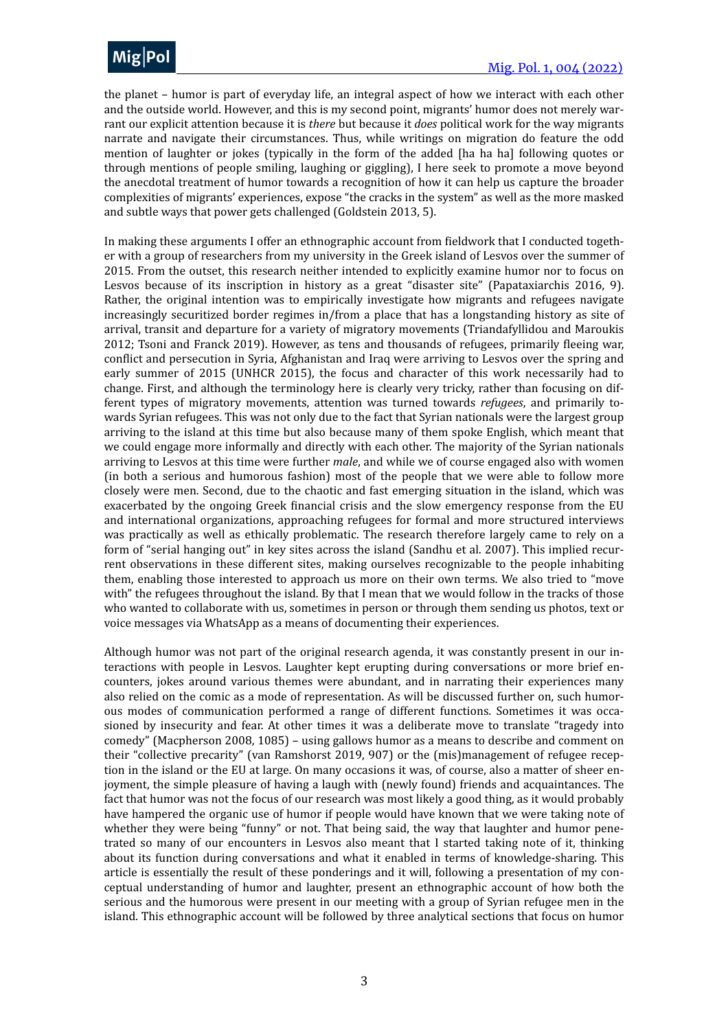the planet – humor is part of everyday life, an integral aspect of how we interact with each other and the outside world. However, and this is my second point, migrants' humor does not merely warrant our explicit attention because it is *there* but because it *does* political work for the way migrants narrate and navigate their circumstances. Thus, while writings on migration do feature the odd mention of laughter or jokes (typically in the form of the added [ha ha ha] following quotes or through mentions of people smiling, laughing or giggling), I here seek to promote a move beyond the anecdotal treatment of humor towards a recognition of how it can help us capture the broader complexities of migrants' experiences, expose "the cracks in the system" as well as the more masked and subtle ways that power gets challenged (Goldstein 2013, 5).

In making these arguments I offer an ethnographic account from fieldwork that I conducted together with a group of researchers from my university in the Greek island of Lesvos over the summer of 2015. From the outset, this research neither intended to explicitly examine humor nor to focus on Lesvos because of its inscription in history as a great "disaster site" (Papataxiarchis 2016, 9). Rather, the original intention was to empirically investigate how migrants and refugees navigate increasingly securitized border regimes in/from a place that has a longstanding history as site of arrival, transit and departure for a variety of migratory movements (Triandafyllidou and Maroukis 2012; Tsoni and Franck 2019). However, as tens and thousands of refugees, primarily fleeing war, conflict and persecution in Syria, Afghanistan and Iraq were arriving to Lesvos over the spring and early summer of 2015 (UNHCR 2015), the focus and character of this work necessarily had to change. First, and although the terminology here is clearly very tricky, rather than focusing on different types of migratory movements, attention was turned towards *refugees*, and primarily towards Syrian refugees. This was not only due to the fact that Syrian nationals were the largest group arriving to the island at this time but also because many of them spoke English, which meant that we could engage more informally and directly with each other. The majority of the Syrian nationals arriving to Lesvos at this time were further *male*, and while we of course engaged also with women (in both a serious and humorous fashion) most of the people that we were able to follow more closely were men. Second, due to the chaotic and fast emerging situation in the island, which was exacerbated by the ongoing Greek financial crisis and the slow emergency response from the EU and international organizations, approaching refugees for formal and more structured interviews was practically as well as ethically problematic. The research therefore largely came to rely on a form of "serial hanging out" in key sites across the island (Sandhu et al. 2007). This implied recurrent observations in these different sites, making ourselves recognizable to the people inhabiting them, enabling those interested to approach us more on their own terms. We also tried to "move with" the refugees throughout the island. By that I mean that we would follow in the tracks of those who wanted to collaborate with us, sometimes in person or through them sending us photos, text or voice messages via WhatsApp as a means of documenting their experiences.

Although humor was not part of the original research agenda, it was constantly present in our interactions with people in Lesvos. Laughter kept erupting during conversations or more brief encounters, jokes around various themes were abundant, and in narrating their experiences many also relied on the comic as a mode of representation. As will be discussed further on, such humorous modes of communication performed a range of different functions. Sometimes it was occasioned by insecurity and fear. At other times it was a deliberate move to translate "tragedy into comedy" (Macpherson 2008, 1085) – using gallows humor as a means to describe and comment on their "collective precarity" (van Ramshorst 2019, 907) or the (mis)management of refugee reception in the island or the EU at large. On many occasions it was, of course, also a matter of sheer enjoyment, the simple pleasure of having a laugh with (newly found) friends and acquaintances. The fact that humor was not the focus of our research was most likely a good thing, as it would probably have hampered the organic use of humor if people would have known that we were taking note of whether they were being "funny" or not. That being said, the way that laughter and humor penetrated so many of our encounters in Lesvos also meant that I started taking note of it, thinking about its function during conversations and what it enabled in terms of knowledge-sharing. This article is essentially the result of these ponderings and it will, following a presentation of my conceptual understanding of humor and laughter, present an ethnographic account of how both the serious and the humorous were present in our meeting with a group of Syrian refugee men in the island. This ethnographic account will be followed by three analytical sections that focus on humor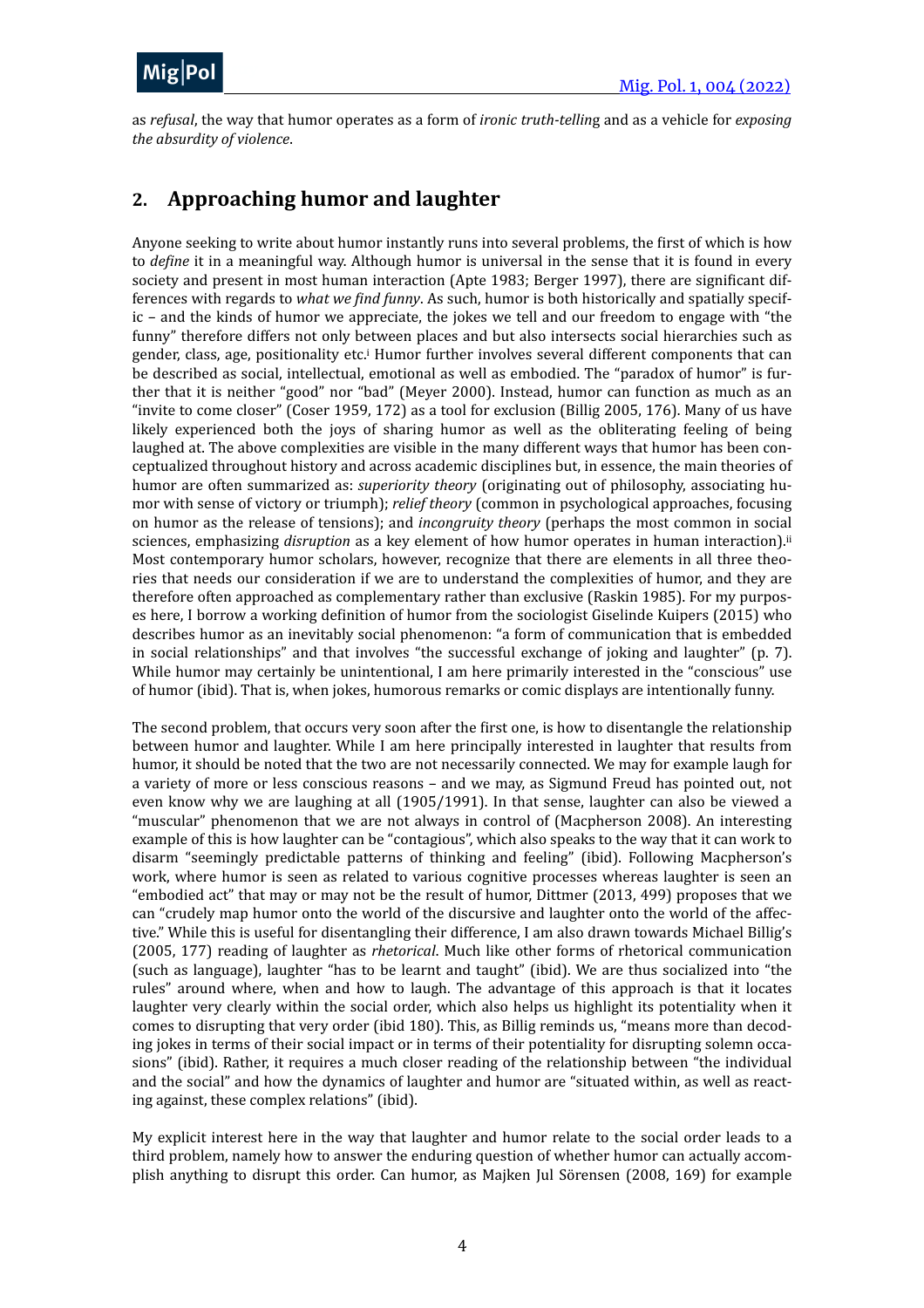as *refusal*, the way that humor operates as a form of *ironic truth-telling* and as a vehicle for *exposing the absurdity of violence*.

## 2. Approaching humor and laughter

Anyone seeking to write about humor instantly runs into several problems, the first of which is how to *define* it in a meaningful way. Although humor is universal in the sense that it is found in every society and present in most human interaction (Apte 1983; Berger 1997), there are significant differences with regards to *what we find funny*. As such, humor is both historically and spatially specific – and the kinds of humor we appreciate, the jokes we tell and our freedom to engage with "the funny" therefore differs not only between places and but also intersects social hierarchies such as gender, class, age, positionality etc.[i] Humor further involves several different components that can be described as social, intellectual, emotional as well as embodied. The "paradox of humor" is further that it is neither "good" nor "bad" (Meyer 2000). Instead, humor can function as much as an "invite to come closer" (Coser 1959, 172) as a tool for exclusion (Billig 2005, 176). Many of us have likely experienced both the joys of sharing humor as well as the obliterating feeling of being laughed at. The above complexities are visible in the many different ways that humor has been conceptualized throughout history and across academic disciplines but, in essence, the main theories of humor are often summarized as: *superiority theory* (originating out of philosophy, associating humor with sense of victory or triumph); *relief theory* (common in psychological approaches, focusing on humor as the release of tensions); and *incongruity theory* (perhaps the most common in social sciences, emphasizing *disruption* as a key element of how humor operates in human interaction).[ii] Most contemporary humor scholars, however, recognize that there are elements in all three theories that needs our consideration if we are to understand the complexities of humor, and they are therefore often approached as complementary rather than exclusive (Raskin 1985). For my purposes here, I borrow a working definition of humor from the sociologist Giselinde Kuipers (2015) who describes humor as an inevitably social phenomenon: "a form of communication that is embedded in social relationships" and that involves "the successful exchange of joking and laughter" (p. 7). While humor may certainly be unintentional, I am here primarily interested in the "conscious" use of humor (ibid). That is, when jokes, humorous remarks or comic displays are intentionally funny.

The second problem, that occurs very soon after the first one, is how to disentangle the relationship between humor and laughter. While I am here principally interested in laughter that results from humor, it should be noted that the two are not necessarily connected. We may for example laugh for a variety of more or less conscious reasons – and we may, as Sigmund Freud has pointed out, not even know why we are laughing at all (1905/1991). In that sense, laughter can also be viewed a "muscular" phenomenon that we are not always in control of (Macpherson 2008). An interesting example of this is how laughter can be "contagious", which also speaks to the way that it can work to disarm "seemingly predictable patterns of thinking and feeling" (ibid). Following Macpherson's work, where humor is seen as related to various cognitive processes whereas laughter is seen an "embodied act" that may or may not be the result of humor, Dittmer (2013, 499) proposes that we can "crudely map humor onto the world of the discursive and laughter onto the world of the affective." While this is useful for disentangling their difference, I am also drawn towards Michael Billig's (2005, 177) reading of laughter as *rhetorical*. Much like other forms of rhetorical communication (such as language), laughter "has to be learnt and taught" (ibid). We are thus socialized into "the rules" around where, when and how to laugh. The advantage of this approach is that it locates laughter very clearly within the social order, which also helps us highlight its potentiality when it comes to disrupting that very order (ibid 180). This, as Billig reminds us, "means more than decoding jokes in terms of their social impact or in terms of their potentiality for disrupting solemn occasions" (ibid). Rather, it requires a much closer reading of the relationship between "the individual and the social" and how the dynamics of laughter and humor are "situated within, as well as reacting against, these complex relations" (ibid).

My explicit interest here in the way that laughter and humor relate to the social order leads to a third problem, namely how to answer the enduring question of whether humor can actually accomplish anything to disrupt this order. Can humor, as Majken Jul Sörensen (2008, 169) for example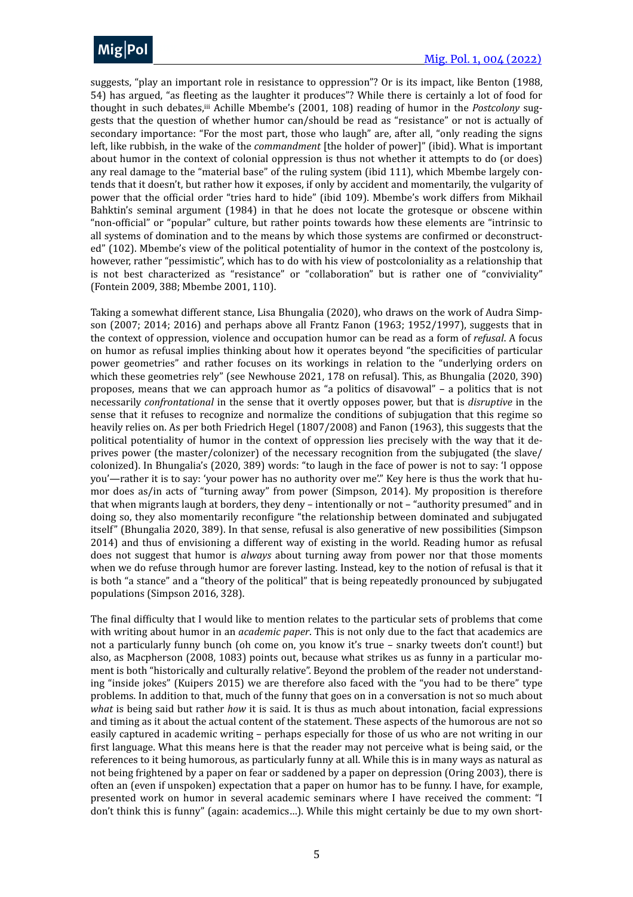suggests, "play an important role in resistance to oppression"? Or is its impact, like Benton (1988, 54) has argued, "as fleeting as the laughter it produces"? While there is certainly a lot of food for thought in such debates,[iii] Achille Mbembe's (2001, 108) reading of humor in the *Postcolony* suggests that the question of whether humor can/should be read as "resistance" or not is actually of secondary importance: "For the most part, those who laugh" are, after all, "only reading the signs left, like rubbish, in the wake of the *commandment* [the holder of power]" (ibid). What is important about humor in the context of colonial oppression is thus not whether it attempts to do (or does) any real damage to the "material base" of the ruling system (ibid 111), which Mbembe largely contends that it doesn't, but rather how it exposes, if only by accident and momentarily, the vulgarity of power that the official order "tries hard to hide" (ibid 109). Mbembe's work differs from Mikhail Bahktin's seminal argument (1984) in that he does not locate the grotesque or obscene within "non-official" or "popular" culture, but rather points towards how these elements are "intrinsic to all systems of domination and to the means by which those systems are confirmed or deconstructed" (102). Mbembe's view of the political potentiality of humor in the context of the postcolony is, however, rather "pessimistic", which has to do with his view of postcoloniality as a relationship that is not best characterized as "resistance" or "collaboration" but is rather one of "conviviality" (Fontein 2009, 388; Mbembe 2001, 110).

Taking a somewhat different stance, Lisa Bhungalia (2020), who draws on the work of Audra Simpson (2007; 2014; 2016) and perhaps above all Frantz Fanon (1963; 1952/1997), suggests that in the context of oppression, violence and occupation humor can be read as a form of *refusal*. A focus on humor as refusal implies thinking about how it operates beyond "the specificities of particular power geometries" and rather focuses on its workings in relation to the "underlying orders on which these geometries rely" (see Newhouse 2021, 178 on refusal). This, as Bhungalia (2020, 390) proposes, means that we can approach humor as "a politics of disavowal" – a politics that is not necessarily *confrontational* in the sense that it overtly opposes power, but that is *disruptive* in the sense that it refuses to recognize and normalize the conditions of subjugation that this regime so heavily relies on. As per both Friedrich Hegel (1807/2008) and Fanon (1963), this suggests that the political potentiality of humor in the context of oppression lies precisely with the way that it deprives power (the master/colonizer) of the necessary recognition from the subjugated (the slave/colonized). In Bhungalia's (2020, 389) words: "to laugh in the face of power is not to say: 'I oppose you'—rather it is to say: 'your power has no authority over me'." Key here is thus the work that humor does as/in acts of "turning away" from power (Simpson, 2014). My proposition is therefore that when migrants laugh at borders, they deny – intentionally or not – "authority presumed" and in doing so, they also momentarily reconfigure "the relationship between dominated and subjugated itself" (Bhungalia 2020, 389). In that sense, refusal is also generative of new possibilities (Simpson 2014) and thus of envisioning a different way of existing in the world. Reading humor as refusal does not suggest that humor is *always* about turning away from power nor that those moments when we do refuse through humor are forever lasting. Instead, key to the notion of refusal is that it is both "a stance" and a "theory of the political" that is being repeatedly pronounced by subjugated populations (Simpson 2016, 328).

The final difficulty that I would like to mention relates to the particular sets of problems that come with writing about humor in an *academic paper*. This is not only due to the fact that academics are not a particularly funny bunch (oh come on, you know it's true – snarky tweets don't count!) but also, as Macpherson (2008, 1083) points out, because what strikes us as funny in a particular moment is both "historically and culturally relative". Beyond the problem of the reader not understanding "inside jokes" (Kuipers 2015) we are therefore also faced with the "you had to be there" type problems. In addition to that, much of the funny that goes on in a conversation is not so much about *what* is being said but rather *how* it is said. It is thus as much about intonation, facial expressions and timing as it about the actual content of the statement. These aspects of the humorous are not so easily captured in academic writing – perhaps especially for those of us who are not writing in our first language. What this means here is that the reader may not perceive what is being said, or the references to it being humorous, as particularly funny at all. While this is in many ways as natural as not being frightened by a paper on fear or saddened by a paper on depression (Oring 2003), there is often an (even if unspoken) expectation that a paper on humor has to be funny. I have, for example, presented work on humor in several academic seminars where I have received the comment: "I don't think this is funny" (again: academics…). While this might certainly be due to my own short-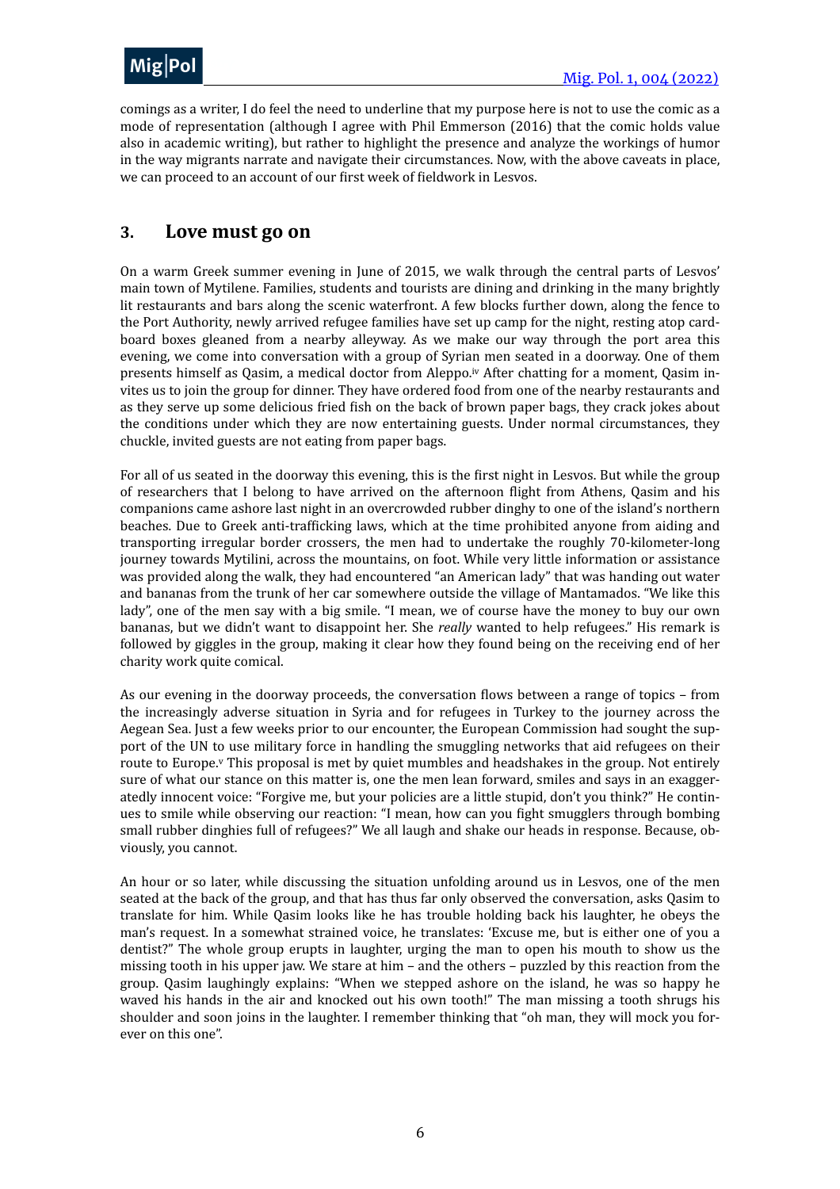comings as a writer, I do feel the need to underline that my purpose here is not to use the comic as a mode of representation (although I agree with Phil Emmerson (2016) that the comic holds value also in academic writing), but rather to highlight the presence and analyze the workings of humor in the way migrants narrate and navigate their circumstances. Now, with the above caveats in place, we can proceed to an account of our first week of fieldwork in Lesvos.

## 3. Love must go on

On a warm Greek summer evening in June of 2015, we walk through the central parts of Lesvos' main town of Mytilene. Families, students and tourists are dining and drinking in the many brightly lit restaurants and bars along the scenic waterfront. A few blocks further down, along the fence to the Port Authority, newly arrived refugee families have set up camp for the night, resting atop cardboard boxes gleaned from a nearby alleyway. As we make our way through the port area this evening, we come into conversation with a group of Syrian men seated in a doorway. One of them presents himself as Qasim, a medical doctor from Aleppo.[iv] After chatting for a moment, Qasim invites us to join the group for dinner. They have ordered food from one of the nearby restaurants and as they serve up some delicious fried fish on the back of brown paper bags, they crack jokes about the conditions under which they are now entertaining guests. Under normal circumstances, they chuckle, invited guests are not eating from paper bags.

For all of us seated in the doorway this evening, this is the first night in Lesvos. But while the group of researchers that I belong to have arrived on the afternoon flight from Athens, Qasim and his companions came ashore last night in an overcrowded rubber dinghy to one of the island's northern beaches. Due to Greek anti-trafficking laws, which at the time prohibited anyone from aiding and transporting irregular border crossers, the men had to undertake the roughly 70-kilometer-long journey towards Mytilini, across the mountains, on foot. While very little information or assistance was provided along the walk, they had encountered "an American lady" that was handing out water and bananas from the trunk of her car somewhere outside the village of Mantamados. "We like this lady", one of the men say with a big smile. "I mean, we of course have the money to buy our own bananas, but we didn't want to disappoint her. She *really* wanted to help refugees." His remark is followed by giggles in the group, making it clear how they found being on the receiving end of her charity work quite comical.

As our evening in the doorway proceeds, the conversation flows between a range of topics – from the increasingly adverse situation in Syria and for refugees in Turkey to the journey across the Aegean Sea. Just a few weeks prior to our encounter, the European Commission had sought the support of the UN to use military force in handling the smuggling networks that aid refugees on their route to Europe.[v] This proposal is met by quiet mumbles and headshakes in the group. Not entirely sure of what our stance on this matter is, one the men lean forward, smiles and says in an exaggeratedly innocent voice: "Forgive me, but your policies are a little stupid, don't you think?" He continues to smile while observing our reaction: "I mean, how can you fight smugglers through bombing small rubber dinghies full of refugees?" We all laugh and shake our heads in response. Because, obviously, you cannot.

An hour or so later, while discussing the situation unfolding around us in Lesvos, one of the men seated at the back of the group, and that has thus far only observed the conversation, asks Qasim to translate for him. While Qasim looks like he has trouble holding back his laughter, he obeys the man's request. In a somewhat strained voice, he translates: 'Excuse me, but is either one of you a dentist?" The whole group erupts in laughter, urging the man to open his mouth to show us the missing tooth in his upper jaw. We stare at him – and the others – puzzled by this reaction from the group. Qasim laughingly explains: "When we stepped ashore on the island, he was so happy he waved his hands in the air and knocked out his own tooth!" The man missing a tooth shrugs his shoulder and soon joins in the laughter. I remember thinking that "oh man, they will mock you forever on this one".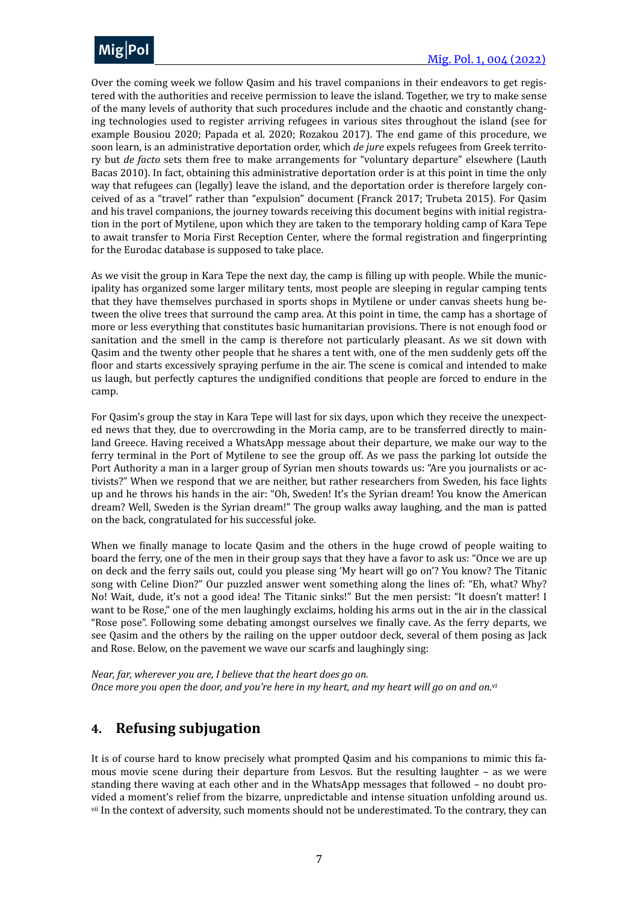Over the coming week we follow Qasim and his travel companions in their endeavors to get registered with the authorities and receive permission to leave the island. Together, we try to make sense of the many levels of authority that such procedures include and the chaotic and constantly changing technologies used to register arriving refugees in various sites throughout the island (see for example Bousiou 2020; Papada et al. 2020; Rozakou 2017). The end game of this procedure, we soon learn, is an administrative deportation order, which *de jure* expels refugees from Greek territory but *de facto* sets them free to make arrangements for "voluntary departure" elsewhere (Lauth Bacas 2010). In fact, obtaining this administrative deportation order is at this point in time the only way that refugees can (legally) leave the island, and the deportation order is therefore largely conceived of as a "travel" rather than "expulsion" document (Franck 2017; Trubeta 2015). For Qasim and his travel companions, the journey towards receiving this document begins with initial registration in the port of Mytilene, upon which they are taken to the temporary holding camp of Kara Tepe to await transfer to Moria First Reception Center, where the formal registration and fingerprinting for the Eurodac database is supposed to take place.

As we visit the group in Kara Tepe the next day, the camp is filling up with people. While the municipality has organized some larger military tents, most people are sleeping in regular camping tents that they have themselves purchased in sports shops in Mytilene or under canvas sheets hung between the olive trees that surround the camp area. At this point in time, the camp has a shortage of more or less everything that constitutes basic humanitarian provisions. There is not enough food or sanitation and the smell in the camp is therefore not particularly pleasant. As we sit down with Qasim and the twenty other people that he shares a tent with, one of the men suddenly gets off the floor and starts excessively spraying perfume in the air. The scene is comical and intended to make us laugh, but perfectly captures the undignified conditions that people are forced to endure in the camp.

For Qasim's group the stay in Kara Tepe will last for six days, upon which they receive the unexpected news that they, due to overcrowding in the Moria camp, are to be transferred directly to mainland Greece. Having received a WhatsApp message about their departure, we make our way to the ferry terminal in the Port of Mytilene to see the group off. As we pass the parking lot outside the Port Authority a man in a larger group of Syrian men shouts towards us: "Are you journalists or activists?" When we respond that we are neither, but rather researchers from Sweden, his face lights up and he throws his hands in the air: "Oh, Sweden! It's the Syrian dream! You know the American dream? Well, Sweden is the Syrian dream!" The group walks away laughing, and the man is patted on the back, congratulated for his successful joke.

When we finally manage to locate Qasim and the others in the huge crowd of people waiting to board the ferry, one of the men in their group says that they have a favor to ask us: "Once we are up on deck and the ferry sails out, could you please sing 'My heart will go on'? You know? The Titanic song with Celine Dion?" Our puzzled answer went something along the lines of: "Eh, what? Why? No! Wait, dude, it's not a good idea! The Titanic sinks!" But the men persist: "It doesn't matter! I want to be Rose," one of the men laughingly exclaims, holding his arms out in the air in the classical "Rose pose". Following some debating amongst ourselves we finally cave. As the ferry departs, we see Qasim and the others by the railing on the upper outdoor deck, several of them posing as Jack and Rose. Below, on the pavement we wave our scarfs and laughingly sing:

*Near, far, wherever you are, I believe that the heart does go on.*
*Once more you open the door, and you're here in my heart, and my heart will go on and on.*[vi]

## 4. Refusing subjugation

It is of course hard to know precisely what prompted Qasim and his companions to mimic this famous movie scene during their departure from Lesvos. But the resulting laughter – as we were standing there waving at each other and in the WhatsApp messages that followed – no doubt provided a moment's relief from the bizarre, unpredictable and intense situation unfolding around us.[vii] In the context of adversity, such moments should not be underestimated. To the contrary, they can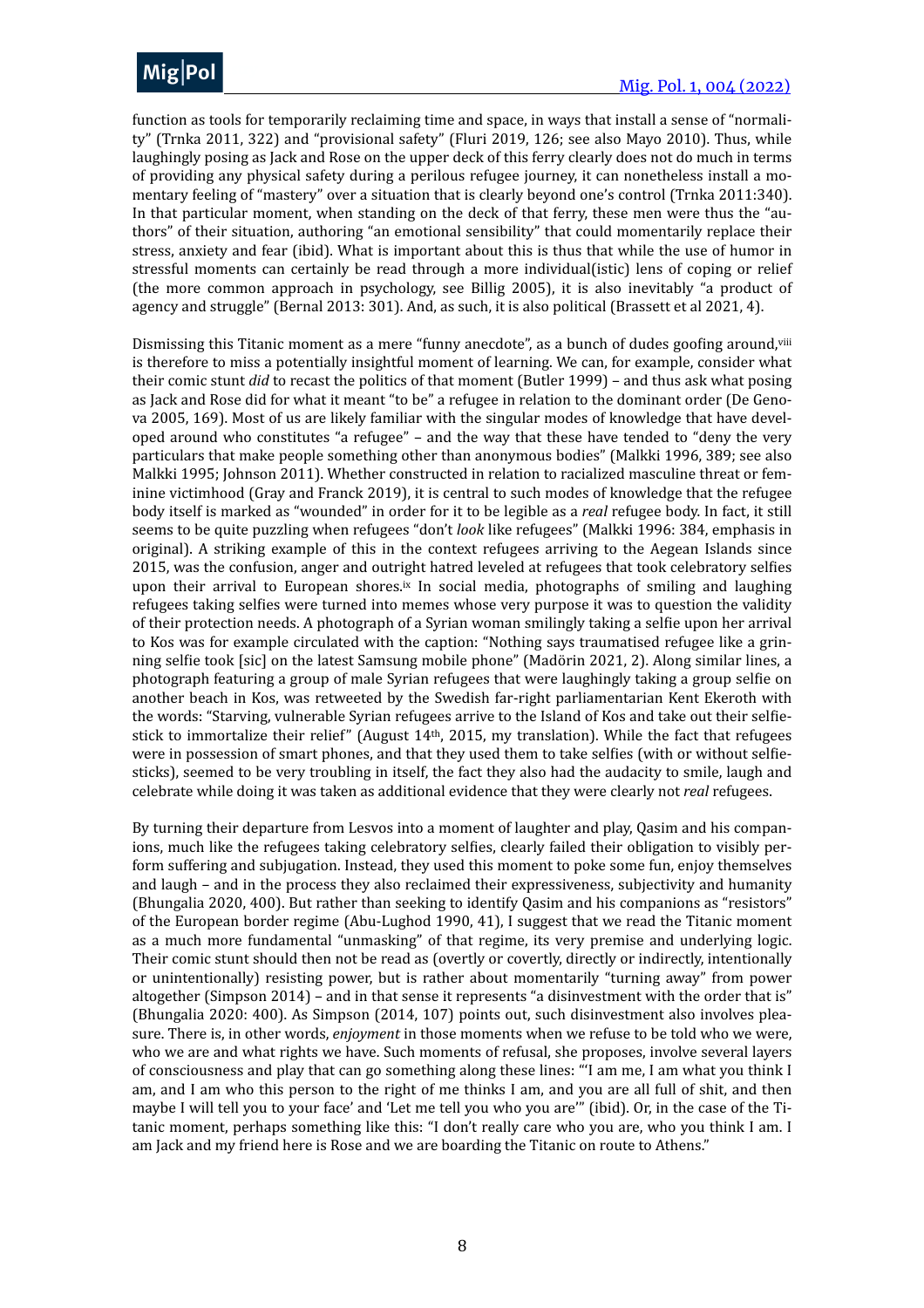function as tools for temporarily reclaiming time and space, in ways that install a sense of "normality" (Trnka 2011, 322) and "provisional safety" (Fluri 2019, 126; see also Mayo 2010). Thus, while laughingly posing as Jack and Rose on the upper deck of this ferry clearly does not do much in terms of providing any physical safety during a perilous refugee journey, it can nonetheless install a momentary feeling of "mastery" over a situation that is clearly beyond one's control (Trnka 2011:340). In that particular moment, when standing on the deck of that ferry, these men were thus the "authors" of their situation, authoring "an emotional sensibility" that could momentarily replace their stress, anxiety and fear (ibid). What is important about this is thus that while the use of humor in stressful moments can certainly be read through a more individual(istic) lens of coping or relief (the more common approach in psychology, see Billig 2005), it is also inevitably "a product of agency and struggle" (Bernal 2013: 301). And, as such, it is also political (Brassett et al 2021, 4).

Dismissing this Titanic moment as a mere "funny anecdote", as a bunch of dudes goofing around,[viii] is therefore to miss a potentially insightful moment of learning. We can, for example, consider what their comic stunt *did* to recast the politics of that moment (Butler 1999) – and thus ask what posing as Jack and Rose did for what it meant "to be" a refugee in relation to the dominant order (De Genova 2005, 169). Most of us are likely familiar with the singular modes of knowledge that have developed around who constitutes "a refugee" – and the way that these have tended to "deny the very particulars that make people something other than anonymous bodies" (Malkki 1996, 389; see also Malkki 1995; Johnson 2011). Whether constructed in relation to racialized masculine threat or feminine victimhood (Gray and Franck 2019), it is central to such modes of knowledge that the refugee body itself is marked as "wounded" in order for it to be legible as a *real* refugee body. In fact, it still seems to be quite puzzling when refugees "don't *look* like refugees" (Malkki 1996: 384, emphasis in original). A striking example of this in the context refugees arriving to the Aegean Islands since 2015, was the confusion, anger and outright hatred leveled at refugees that took celebratory selfies upon their arrival to European shores.[ix] In social media, photographs of smiling and laughing refugees taking selfies were turned into memes whose very purpose it was to question the validity of their protection needs. A photograph of a Syrian woman smilingly taking a selfie upon her arrival to Kos was for example circulated with the caption: "Nothing says traumatised refugee like a grinning selfie took [sic] on the latest Samsung mobile phone" (Madörin 2021, 2). Along similar lines, a photograph featuring a group of male Syrian refugees that were laughingly taking a group selfie on another beach in Kos, was retweeted by the Swedish far-right parliamentarian Kent Ekeroth with the words: "Starving, vulnerable Syrian refugees arrive to the Island of Kos and take out their selfie-stick to immortalize their relief" (August 14th, 2015, my translation). While the fact that refugees were in possession of smart phones, and that they used them to take selfies (with or without selfie-sticks), seemed to be very troubling in itself, the fact they also had the audacity to smile, laugh and celebrate while doing it was taken as additional evidence that they were clearly not *real* refugees.

By turning their departure from Lesvos into a moment of laughter and play, Qasim and his companions, much like the refugees taking celebratory selfies, clearly failed their obligation to visibly perform suffering and subjugation. Instead, they used this moment to poke some fun, enjoy themselves and laugh – and in the process they also reclaimed their expressiveness, subjectivity and humanity (Bhungalia 2020, 400). But rather than seeking to identify Qasim and his companions as "resistors" of the European border regime (Abu-Lughod 1990, 41), I suggest that we read the Titanic moment as a much more fundamental "unmasking" of that regime, its very premise and underlying logic. Their comic stunt should then not be read as (overtly or covertly, directly or indirectly, intentionally or unintentionally) resisting power, but is rather about momentarily "turning away" from power altogether (Simpson 2014) – and in that sense it represents "a disinvestment with the order that is" (Bhungalia 2020: 400). As Simpson (2014, 107) points out, such disinvestment also involves pleasure. There is, in other words, *enjoyment* in those moments when we refuse to be told who we were, who we are and what rights we have. Such moments of refusal, she proposes, involve several layers of consciousness and play that can go something along these lines: "'I am me, I am what you think I am, and I am who this person to the right of me thinks I am, and you are all full of shit, and then maybe I will tell you to your face' and 'Let me tell you who you are'" (ibid). Or, in the case of the Titanic moment, perhaps something like this: "I don't really care who you are, who you think I am. I am Jack and my friend here is Rose and we are boarding the Titanic on route to Athens."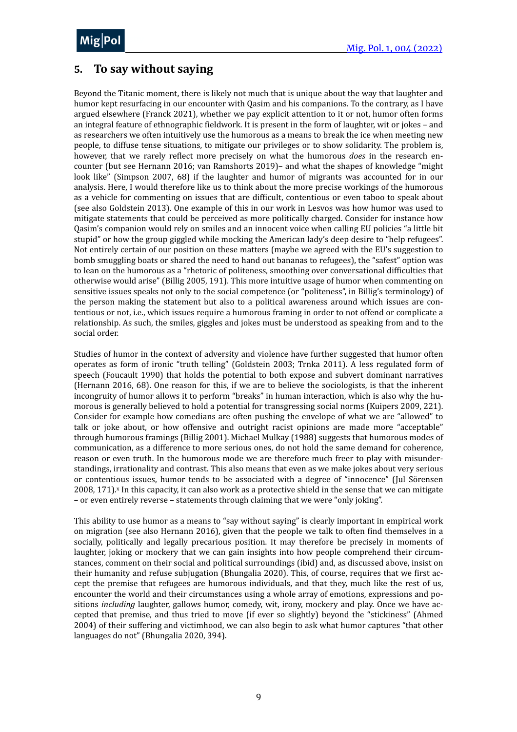## 5. To say without saying

Beyond the Titanic moment, there is likely not much that is unique about the way that laughter and humor kept resurfacing in our encounter with Qasim and his companions. To the contrary, as I have argued elsewhere (Franck 2021), whether we pay explicit attention to it or not, humor often forms an integral feature of ethnographic fieldwork. It is present in the form of laughter, wit or jokes – and as researchers we often intuitively use the humorous as a means to break the ice when meeting new people, to diffuse tense situations, to mitigate our privileges or to show solidarity. The problem is, however, that we rarely reflect more precisely on what the humorous *does* in the research encounter (but see Hernann 2016; van Ramshorts 2019)– and what the shapes of knowledge "might look like" (Simpson 2007, 68) if the laughter and humor of migrants was accounted for in our analysis. Here, I would therefore like us to think about the more precise workings of the humorous as a vehicle for commenting on issues that are difficult, contentious or even taboo to speak about (see also Goldstein 2013). One example of this in our work in Lesvos was how humor was used to mitigate statements that could be perceived as more politically charged. Consider for instance how Qasim's companion would rely on smiles and an innocent voice when calling EU policies "a little bit stupid" or how the group giggled while mocking the American lady's deep desire to "help refugees". Not entirely certain of our position on these matters (maybe we agreed with the EU's suggestion to bomb smuggling boats or shared the need to hand out bananas to refugees), the "safest" option was to lean on the humorous as a "rhetoric of politeness, smoothing over conversational difficulties that otherwise would arise" (Billig 2005, 191). This more intuitive usage of humor when commenting on sensitive issues speaks not only to the social competence (or "politeness", in Billig's terminology) of the person making the statement but also to a political awareness around which issues are contentious or not, i.e., which issues require a humorous framing in order to not offend or complicate a relationship. As such, the smiles, giggles and jokes must be understood as speaking from and to the social order.

Studies of humor in the context of adversity and violence have further suggested that humor often operates as form of ironic "truth telling" (Goldstein 2003; Trnka 2011). A less regulated form of speech (Foucault 1990) that holds the potential to both expose and subvert dominant narratives (Hernann 2016, 68). One reason for this, if we are to believe the sociologists, is that the inherent incongruity of humor allows it to perform "breaks" in human interaction, which is also why the humorous is generally believed to hold a potential for transgressing social norms (Kuipers 2009, 221). Consider for example how comedians are often pushing the envelope of what we are "allowed" to talk or joke about, or how offensive and outright racist opinions are made more "acceptable" through humorous framings (Billig 2001). Michael Mulkay (1988) suggests that humorous modes of communication, as a difference to more serious ones, do not hold the same demand for coherence, reason or even truth. In the humorous mode we are therefore much freer to play with misunderstandings, irrationality and contrast. This also means that even as we make jokes about very serious or contentious issues, humor tends to be associated with a degree of "innocence" (Jul Sörensen 2008, 171).[x] In this capacity, it can also work as a protective shield in the sense that we can mitigate – or even entirely reverse – statements through claiming that we were "only joking".

This ability to use humor as a means to "say without saying" is clearly important in empirical work on migration (see also Hernann 2016), given that the people we talk to often find themselves in a socially, politically and legally precarious position. It may therefore be precisely in moments of laughter, joking or mockery that we can gain insights into how people comprehend their circumstances, comment on their social and political surroundings (ibid) and, as discussed above, insist on their humanity and refuse subjugation (Bhungalia 2020). This, of course, requires that we first accept the premise that refugees are humorous individuals, and that they, much like the rest of us, encounter the world and their circumstances using a whole array of emotions, expressions and positions *including* laughter, gallows humor, comedy, wit, irony, mockery and play. Once we have accepted that premise, and thus tried to move (if ever so slightly) beyond the "stickiness" (Ahmed 2004) of their suffering and victimhood, we can also begin to ask what humor captures "that other languages do not" (Bhungalia 2020, 394).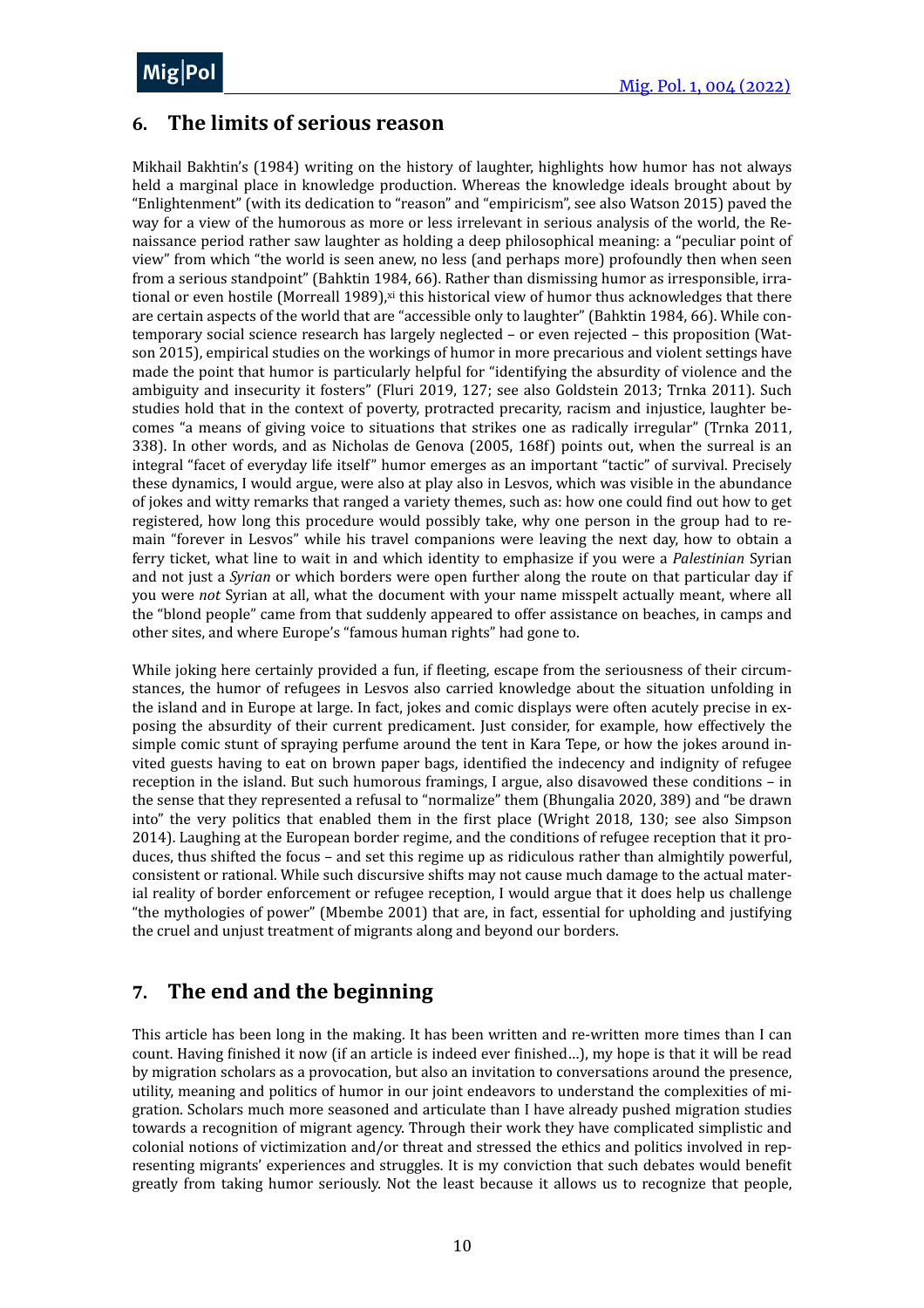## 6. The limits of serious reason

Mikhail Bakhtin's (1984) writing on the history of laughter, highlights how humor has not always held a marginal place in knowledge production. Whereas the knowledge ideals brought about by "Enlightenment" (with its dedication to "reason" and "empiricism", see also Watson 2015) paved the way for a view of the humorous as more or less irrelevant in serious analysis of the world, the Renaissance period rather saw laughter as holding a deep philosophical meaning: a "peculiar point of view" from which "the world is seen anew, no less (and perhaps more) profoundly then when seen from a serious standpoint" (Bahktin 1984, 66). Rather than dismissing humor as irresponsible, irrational or even hostile (Morreall 1989),[xi] this historical view of humor thus acknowledges that there are certain aspects of the world that are "accessible only to laughter" (Bahktin 1984, 66). While contemporary social science research has largely neglected – or even rejected – this proposition (Watson 2015), empirical studies on the workings of humor in more precarious and violent settings have made the point that humor is particularly helpful for "identifying the absurdity of violence and the ambiguity and insecurity it fosters" (Fluri 2019, 127; see also Goldstein 2013; Trnka 2011). Such studies hold that in the context of poverty, protracted precarity, racism and injustice, laughter becomes "a means of giving voice to situations that strikes one as radically irregular" (Trnka 2011, 338). In other words, and as Nicholas de Genova (2005, 168f) points out, when the surreal is an integral "facet of everyday life itself" humor emerges as an important "tactic" of survival. Precisely these dynamics, I would argue, were also at play also in Lesvos, which was visible in the abundance of jokes and witty remarks that ranged a variety themes, such as: how one could find out how to get registered, how long this procedure would possibly take, why one person in the group had to remain "forever in Lesvos" while his travel companions were leaving the next day, how to obtain a ferry ticket, what line to wait in and which identity to emphasize if you were a *Palestinian* Syrian and not just a *Syrian* or which borders were open further along the route on that particular day if you were *not* Syrian at all, what the document with your name misspelt actually meant, where all the "blond people" came from that suddenly appeared to offer assistance on beaches, in camps and other sites, and where Europe's "famous human rights" had gone to.

While joking here certainly provided a fun, if fleeting, escape from the seriousness of their circumstances, the humor of refugees in Lesvos also carried knowledge about the situation unfolding in the island and in Europe at large. In fact, jokes and comic displays were often acutely precise in exposing the absurdity of their current predicament. Just consider, for example, how effectively the simple comic stunt of spraying perfume around the tent in Kara Tepe, or how the jokes around invited guests having to eat on brown paper bags, identified the indecency and indignity of refugee reception in the island. But such humorous framings, I argue, also disavowed these conditions – in the sense that they represented a refusal to "normalize" them (Bhungalia 2020, 389) and "be drawn into" the very politics that enabled them in the first place (Wright 2018, 130; see also Simpson 2014). Laughing at the European border regime, and the conditions of refugee reception that it produces, thus shifted the focus – and set this regime up as ridiculous rather than almightily powerful, consistent or rational. While such discursive shifts may not cause much damage to the actual material reality of border enforcement or refugee reception, I would argue that it does help us challenge "the mythologies of power" (Mbembe 2001) that are, in fact, essential for upholding and justifying the cruel and unjust treatment of migrants along and beyond our borders.

## 7. The end and the beginning

This article has been long in the making. It has been written and re-written more times than I can count. Having finished it now (if an article is indeed ever finished…), my hope is that it will be read by migration scholars as a provocation, but also an invitation to conversations around the presence, utility, meaning and politics of humor in our joint endeavors to understand the complexities of migration. Scholars much more seasoned and articulate than I have already pushed migration studies towards a recognition of migrant agency. Through their work they have complicated simplistic and colonial notions of victimization and/or threat and stressed the ethics and politics involved in representing migrants' experiences and struggles. It is my conviction that such debates would benefit greatly from taking humor seriously. Not the least because it allows us to recognize that people,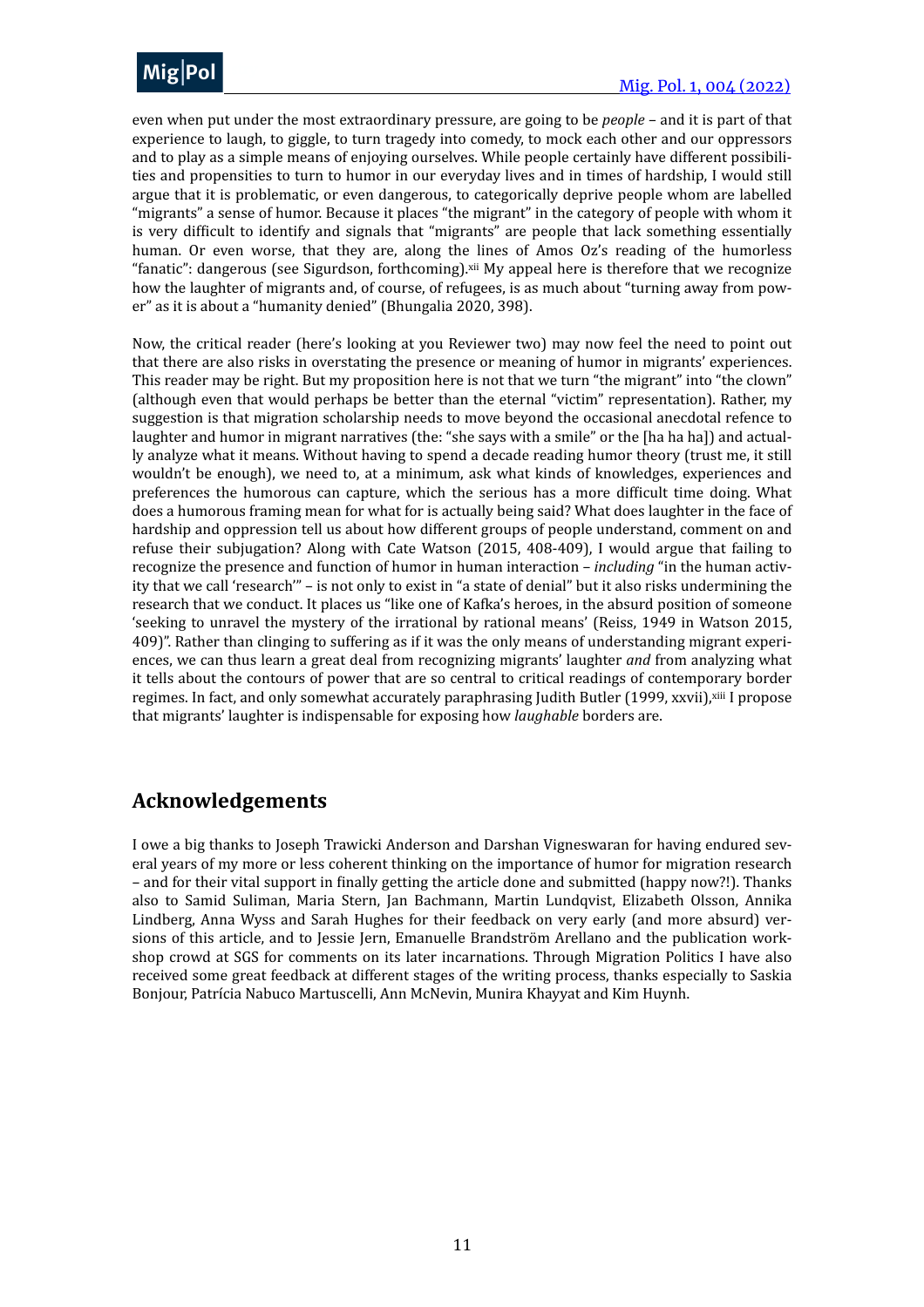even when put under the most extraordinary pressure, are going to be *people* – and it is part of that experience to laugh, to giggle, to turn tragedy into comedy, to mock each other and our oppressors and to play as a simple means of enjoying ourselves. While people certainly have different possibilities and propensities to turn to humor in our everyday lives and in times of hardship, I would still argue that it is problematic, or even dangerous, to categorically deprive people whom are labelled "migrants" a sense of humor. Because it places "the migrant" in the category of people with whom it is very difficult to identify and signals that "migrants" are people that lack something essentially human. Or even worse, that they are, along the lines of Amos Oz's reading of the humorless "fanatic": dangerous (see Sigurdson, forthcoming).[xii] My appeal here is therefore that we recognize how the laughter of migrants and, of course, of refugees, is as much about "turning away from power" as it is about a "humanity denied" (Bhungalia 2020, 398).

Now, the critical reader (here's looking at you Reviewer two) may now feel the need to point out that there are also risks in overstating the presence or meaning of humor in migrants' experiences. This reader may be right. But my proposition here is not that we turn "the migrant" into "the clown" (although even that would perhaps be better than the eternal "victim" representation). Rather, my suggestion is that migration scholarship needs to move beyond the occasional anecdotal refence to laughter and humor in migrant narratives (the: "she says with a smile" or the [ha ha ha]) and actually analyze what it means. Without having to spend a decade reading humor theory (trust me, it still wouldn't be enough), we need to, at a minimum, ask what kinds of knowledges, experiences and preferences the humorous can capture, which the serious has a more difficult time doing. What does a humorous framing mean for what for is actually being said? What does laughter in the face of hardship and oppression tell us about how different groups of people understand, comment on and refuse their subjugation? Along with Cate Watson (2015, 408-409), I would argue that failing to recognize the presence and function of humor in human interaction – *including* "in the human activity that we call 'research'" – is not only to exist in "a state of denial" but it also risks undermining the research that we conduct. It places us "like one of Kafka's heroes, in the absurd position of someone 'seeking to unravel the mystery of the irrational by rational means' (Reiss, 1949 in Watson 2015, 409)". Rather than clinging to suffering as if it was the only means of understanding migrant experiences, we can thus learn a great deal from recognizing migrants' laughter *and* from analyzing what it tells about the contours of power that are so central to critical readings of contemporary border regimes. In fact, and only somewhat accurately paraphrasing Judith Butler (1999, xxvii),[xiii] I propose that migrants' laughter is indispensable for exposing how *laughable* borders are.

## Acknowledgements

I owe a big thanks to Joseph Trawicki Anderson and Darshan Vigneswaran for having endured several years of my more or less coherent thinking on the importance of humor for migration research – and for their vital support in finally getting the article done and submitted (happy now?!). Thanks also to Samid Suliman, Maria Stern, Jan Bachmann, Martin Lundqvist, Elizabeth Olsson, Annika Lindberg, Anna Wyss and Sarah Hughes for their feedback on very early (and more absurd) versions of this article, and to Jessie Jern, Emanuelle Brandström Arellano and the publication workshop crowd at SGS for comments on its later incarnations. Through Migration Politics I have also received some great feedback at different stages of the writing process, thanks especially to Saskia Bonjour, Patrícia Nabuco Martuscelli, Ann McNevin, Munira Khayyat and Kim Huynh.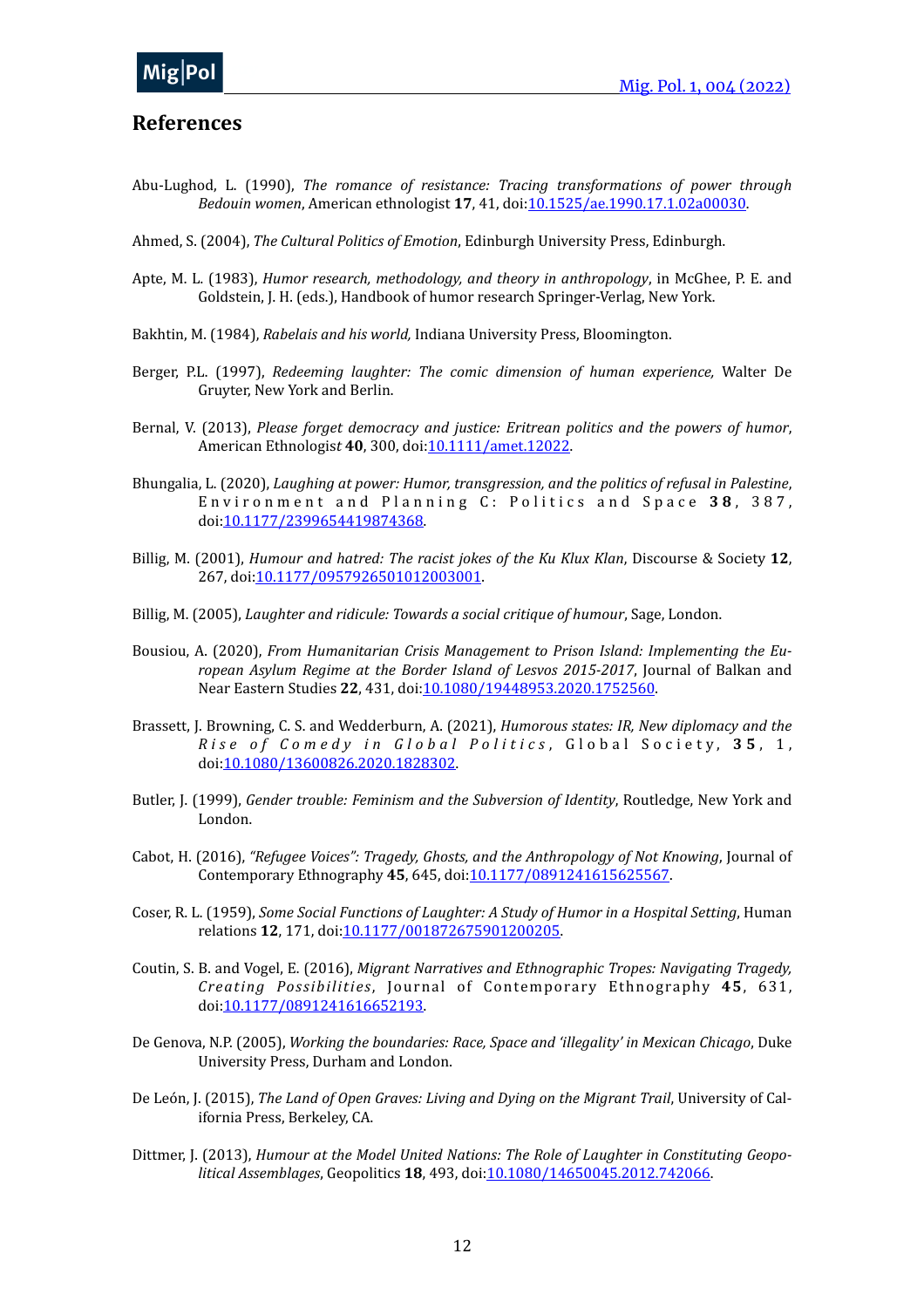## References

Abu-Lughod, L. (1990), *The romance of resistance: Tracing transformations of power through Bedouin women*, American ethnologist **17**, 41, doi:10.1525/ae.1990.17.1.02a00030.

Ahmed, S. (2004), *The Cultural Politics of Emotion*, Edinburgh University Press, Edinburgh.

Apte, M. L. (1983), *Humor research, methodology, and theory in anthropology*, in McGhee, P. E. and Goldstein, J. H. (eds.), Handbook of humor research Springer-Verlag, New York.

Bakhtin, M. (1984), *Rabelais and his world,* Indiana University Press, Bloomington.

Berger, P.L. (1997), *Redeeming laughter: The comic dimension of human experience,* Walter De Gruyter, New York and Berlin.

Bernal, V. (2013), *Please forget democracy and justice: Eritrean politics and the powers of humor*, American Ethnologist **40**, 300, doi:10.1111/amet.12022.

Bhungalia, L. (2020), *Laughing at power: Humor, transgression, and the politics of refusal in Palestine*, Environment and Planning C: Politics and Space **38**, 387, doi:10.1177/2399654419874368.

Billig, M. (2001), *Humour and hatred: The racist jokes of the Ku Klux Klan*, Discourse & Society **12**, 267, doi:10.1177/0957926501012003001.

Billig, M. (2005), *Laughter and ridicule: Towards a social critique of humour*, Sage, London.

Bousiou, A. (2020), *From Humanitarian Crisis Management to Prison Island: Implementing the European Asylum Regime at the Border Island of Lesvos 2015-2017*, Journal of Balkan and Near Eastern Studies **22**, 431, doi:10.1080/19448953.2020.1752560.

Brassett, J. Browning, C. S. and Wedderburn, A. (2021), *Humorous states: IR, New diplomacy and the Rise of Comedy in Global Politics*, Global Society, **35**, 1, doi:10.1080/13600826.2020.1828302.

Butler, J. (1999), *Gender trouble: Feminism and the Subversion of Identity*, Routledge, New York and London.

Cabot, H. (2016), *"Refugee Voices": Tragedy, Ghosts, and the Anthropology of Not Knowing*, Journal of Contemporary Ethnography **45**, 645, doi:10.1177/0891241615625567.

Coser, R. L. (1959), *Some Social Functions of Laughter: A Study of Humor in a Hospital Setting*, Human relations **12**, 171, doi:10.1177/001872675901200205.

Coutin, S. B. and Vogel, E. (2016), *Migrant Narratives and Ethnographic Tropes: Navigating Tragedy, Creating Possibilities*, Journal of Contemporary Ethnography **45**, 631, doi:10.1177/0891241616652193.

De Genova, N.P. (2005), *Working the boundaries: Race, Space and 'illegality' in Mexican Chicago*, Duke University Press, Durham and London.

De León, J. (2015), *The Land of Open Graves: Living and Dying on the Migrant Trail*, University of California Press, Berkeley, CA.

Dittmer, J. (2013), *Humour at the Model United Nations: The Role of Laughter in Constituting Geopolitical Assemblages*, Geopolitics **18**, 493, doi:10.1080/14650045.2012.742066.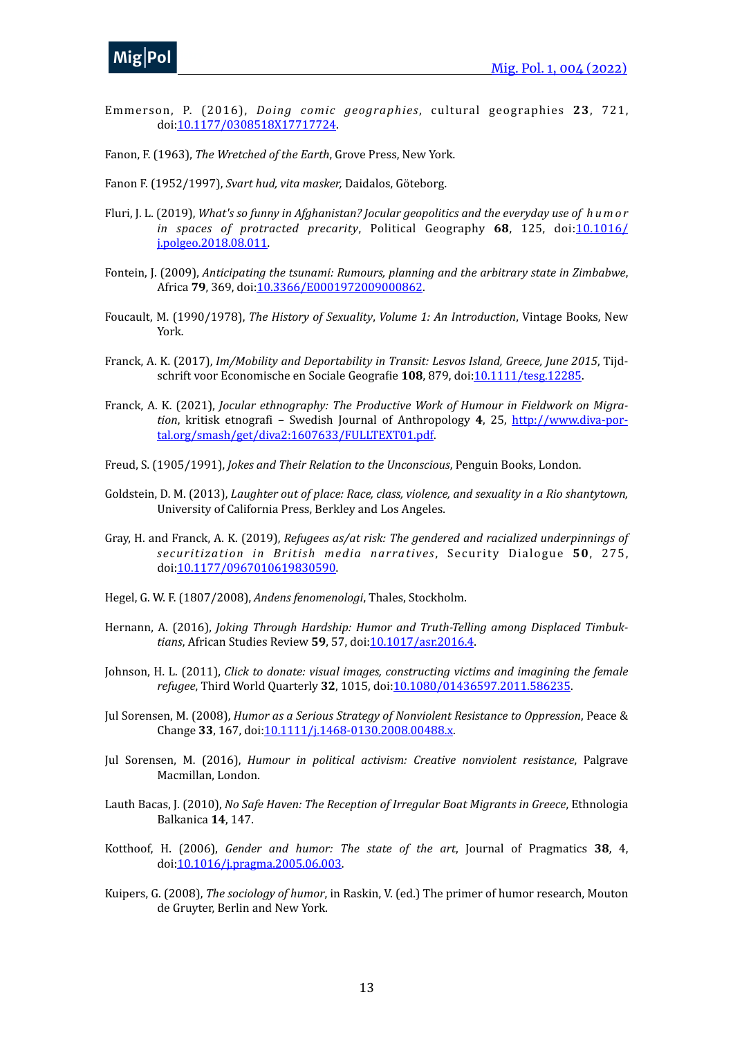Emmerson, P. (2016), *Doing comic geographies*, cultural geographies **23**, 721, doi:10.1177/0308518X17717724.

Fanon, F. (1963), *The Wretched of the Earth*, Grove Press, New York.

Fanon F. (1952/1997), *Svart hud, vita masker,* Daidalos, Göteborg.

Fluri, J. L. (2019), *What's so funny in Afghanistan? Jocular geopolitics and the everyday use of humor in spaces of protracted precarity*, Political Geography **68**, 125, doi:10.1016/j.polgeo.2018.08.011.

Fontein, J. (2009), *Anticipating the tsunami: Rumours, planning and the arbitrary state in Zimbabwe*, Africa **79**, 369, doi:10.3366/E0001972009000862.

Foucault, M. (1990/1978), *The History of Sexuality*, *Volume 1: An Introduction*, Vintage Books, New York.

Franck, A. K. (2017), *Im/Mobility and Deportability in Transit: Lesvos Island, Greece, June 2015*, Tijdschrift voor Economische en Sociale Geografie **108**, 879, doi:10.1111/tesg.12285.

Franck, A. K. (2021), *Jocular ethnography: The Productive Work of Humour in Fieldwork on Migration*, kritisk etnografi – Swedish Journal of Anthropology **4**, 25, http://www.diva-portal.org/smash/get/diva2:1607633/FULLTEXT01.pdf.

Freud, S. (1905/1991), *Jokes and Their Relation to the Unconscious*, Penguin Books, London.

Goldstein, D. M. (2013), *Laughter out of place: Race, class, violence, and sexuality in a Rio shantytown,* University of California Press, Berkley and Los Angeles.

Gray, H. and Franck, A. K. (2019), *Refugees as/at risk: The gendered and racialized underpinnings of securitization in British media narratives*, Security Dialogue **50**, 275, doi:10.1177/0967010619830590.

Hegel, G. W. F. (1807/2008), *Andens fenomenologi*, Thales, Stockholm.

Hernann, A. (2016), *Joking Through Hardship: Humor and Truth-Telling among Displaced Timbuktians*, African Studies Review **59**, 57, doi:10.1017/asr.2016.4.

Johnson, H. L. (2011), *Click to donate: visual images, constructing victims and imagining the female refugee*, Third World Quarterly **32**, 1015, doi:10.1080/01436597.2011.586235.

Jul Sorensen, M. (2008), *Humor as a Serious Strategy of Nonviolent Resistance to Oppression*, Peace & Change **33**, 167, doi:10.1111/j.1468-0130.2008.00488.x.

Jul Sorensen, M. (2016), *Humour in political activism: Creative nonviolent resistance*, Palgrave Macmillan, London.

Lauth Bacas, J. (2010), *No Safe Haven: The Reception of Irregular Boat Migrants in Greece*, Ethnologia Balkanica **14**, 147.

Kotthoof, H. (2006), *Gender and humor: The state of the art*, Journal of Pragmatics **38**, 4, doi:10.1016/j.pragma.2005.06.003.

Kuipers, G. (2008), *The sociology of humor*, in Raskin, V. (ed.) The primer of humor research, Mouton de Gruyter, Berlin and New York.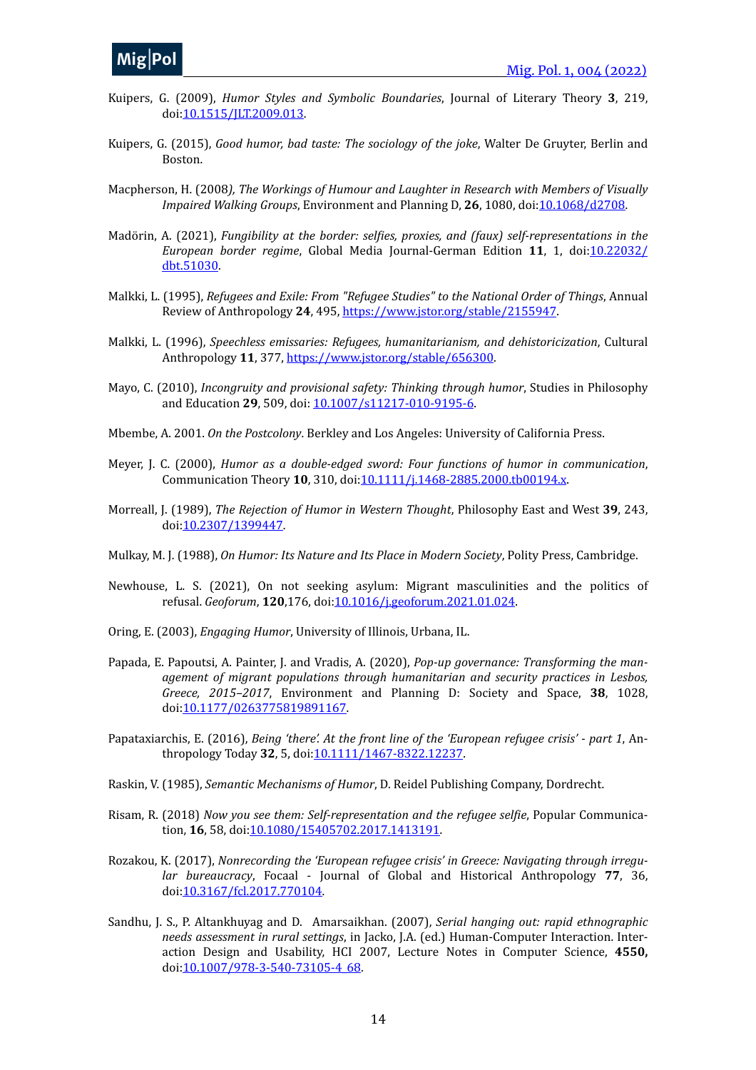Kuipers, G. (2009), *Humor Styles and Symbolic Boundaries*, Journal of Literary Theory **3**, 219, doi:10.1515/JLT.2009.013.

Kuipers, G. (2015), *Good humor, bad taste: The sociology of the joke*, Walter De Gruyter, Berlin and Boston.

Macpherson, H. (2008*), The Workings of Humour and Laughter in Research with Members of Visually Impaired Walking Groups*, Environment and Planning D, **26**, 1080, doi:10.1068/d2708.

Madörin, A. (2021), *Fungibility at the border: selfies, proxies, and (faux) self-representations in the European border regime*, Global Media Journal-German Edition **11**, 1, doi:10.22032/dbt.51030.

Malkki, L. (1995), *Refugees and Exile: From "Refugee Studies" to the National Order of Things*, Annual Review of Anthropology **24**, 495, https://www.jstor.org/stable/2155947.

Malkki, L. (1996), *Speechless emissaries: Refugees, humanitarianism, and dehistoricization*, Cultural Anthropology **11**, 377, https://www.jstor.org/stable/656300.

Mayo, C. (2010), *Incongruity and provisional safety: Thinking through humor*, Studies in Philosophy and Education **29**, 509, doi: 10.1007/s11217-010-9195-6.

Mbembe, A. 2001. *On the Postcolony*. Berkley and Los Angeles: University of California Press.

Meyer, J. C. (2000), *Humor as a double-edged sword: Four functions of humor in communication*, Communication Theory **10**, 310, doi:10.1111/j.1468-2885.2000.tb00194.x.

Morreall, J. (1989), *The Rejection of Humor in Western Thought*, Philosophy East and West **39**, 243, doi:10.2307/1399447.

Mulkay, M. J. (1988), *On Humor: Its Nature and Its Place in Modern Society*, Polity Press, Cambridge.

Newhouse, L. S. (2021), On not seeking asylum: Migrant masculinities and the politics of refusal. *Geoforum*, **120**,176, doi:10.1016/j.geoforum.2021.01.024.

Oring, E. (2003), *Engaging Humor*, University of Illinois, Urbana, IL.

Papada, E. Papoutsi, A. Painter, J. and Vradis, A. (2020), *Pop-up governance: Transforming the management of migrant populations through humanitarian and security practices in Lesbos, Greece, 2015–2017*, Environment and Planning D: Society and Space, **38**, 1028, doi:10.1177/0263775819891167.

Papataxiarchis, E. (2016), *Being 'there'. At the front line of the 'European refugee crisis' - part 1*, Anthropology Today **32**, 5, doi:10.1111/1467-8322.12237.

Raskin, V. (1985), *Semantic Mechanisms of Humor*, D. Reidel Publishing Company, Dordrecht.

Risam, R. (2018) *Now you see them: Self-representation and the refugee selfie*, Popular Communication, **16**, 58, doi:10.1080/15405702.2017.1413191.

Rozakou, K. (2017), *Nonrecording the 'European refugee crisis' in Greece: Navigating through irregular bureaucracy*, Focaal - Journal of Global and Historical Anthropology **77**, 36, doi:10.3167/fcl.2017.770104.

Sandhu, J. S., P. Altankhuyag and D. Amarsaikhan. (2007), *Serial hanging out: rapid ethnographic needs assessment in rural settings*, in Jacko, J.A. (ed.) Human-Computer Interaction. Interaction Design and Usability, HCI 2007, Lecture Notes in Computer Science, **4550,** doi:10.1007/978-3-540-73105-4_68.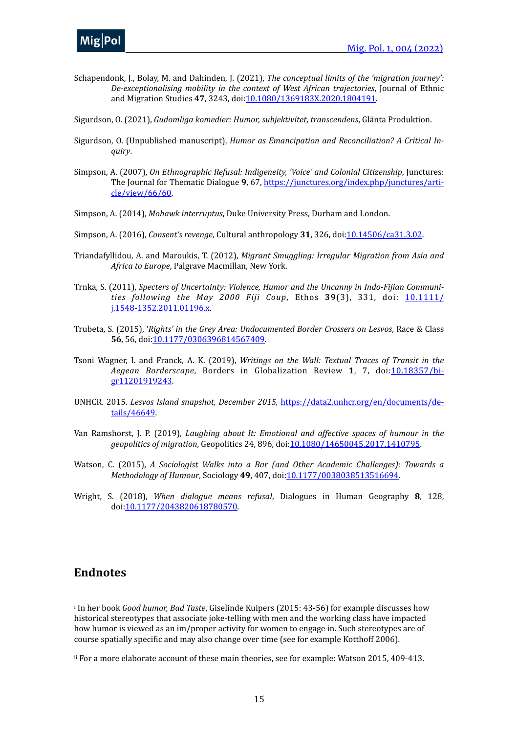Schapendonk, J., Bolay, M. and Dahinden, J. (2021), *The conceptual limits of the 'migration journey': De-exceptionalising mobility in the context of West African trajectories*, Journal of Ethnic and Migration Studies **47**, 3243, doi:10.1080/1369183X.2020.1804191.

Sigurdson, O. (2021), *Gudomliga komedier: Humor, subjektivitet, transcendens*, Glänta Produktion.

Sigurdson, O. (Unpublished manuscript), *Humor as Emancipation and Reconciliation? A Critical Inquiry*.

Simpson, A. (2007), *On Ethnographic Refusal: Indigeneity, 'Voice' and Colonial Citizenship*, Junctures: The Journal for Thematic Dialogue **9**, 67, https://junctures.org/index.php/junctures/article/view/66/60.

Simpson, A. (2014), *Mohawk interruptus*, Duke University Press, Durham and London.

Simpson, A. (2016), *Consent's revenge*, Cultural anthropology **31**, 326, doi:10.14506/ca31.3.02.

Triandafyllidou, A. and Maroukis, T. (2012), *Migrant Smuggling: Irregular Migration from Asia and Africa to Europe*, Palgrave Macmillan, New York.

Trnka, S. (2011), *Specters of Uncertainty: Violence, Humor and the Uncanny in Indo-Fijian Communities following the May 2000 Fiji Coup*, Ethos **39**(3), 331, doi: 10.1111/j.1548-1352.2011.01196.x.

Trubeta, S. (2015), '*Rights' in the Grey Area: Undocumented Border Crossers on Lesvos*, Race & Class **56**, 56, doi:10.1177/0306396814567409.

Tsoni Wagner, I. and Franck, A. K. (2019), *Writings on the Wall: Textual Traces of Transit in the Aegean Borderscape*, Borders in Globalization Review **1**, 7, doi:10.18357/bigr11201919243.

UNHCR. 2015. *Lesvos Island snapshot, December 2015,* https://data2.unhcr.org/en/documents/details/46649.

Van Ramshorst, J. P. (2019), *Laughing about It: Emotional and affective spaces of humour in the geopolitics of migration*, Geopolitics 24, 896, doi:10.1080/14650045.2017.1410795.

Watson, C. (2015), *A Sociologist Walks into a Bar (and Other Academic Challenges): Towards a Methodology of Humour*, Sociology **49**, 407, doi:10.1177/0038038513516694.

Wright, S. (2018), *When dialogue means refusal*, Dialogues in Human Geography **8**, 128, doi:10.1177/2043820618780570.

## Endnotes

[i] In her book *Good humor, Bad Taste*, Giselinde Kuipers (2015: 43-56) for example discusses how historical stereotypes that associate joke-telling with men and the working class have impacted how humor is viewed as an im/proper activity for women to engage in. Such stereotypes are of course spatially specific and may also change over time (see for example Kotthoff 2006).

[ii] For a more elaborate account of these main theories, see for example: Watson 2015, 409-413.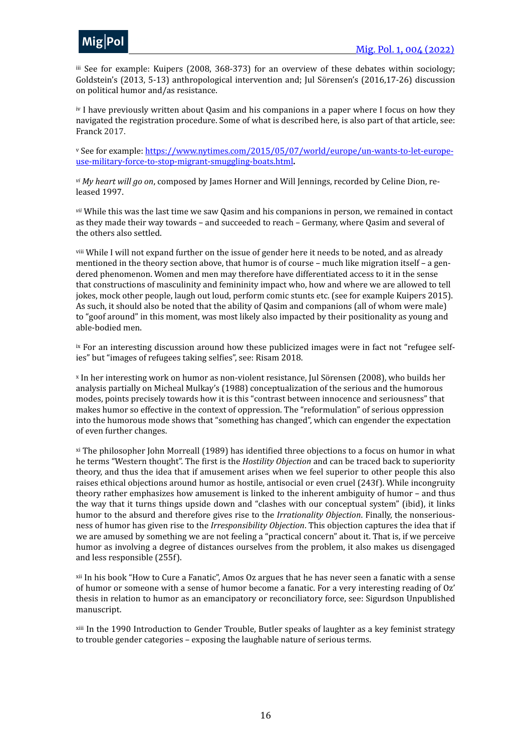[iii] See for example: Kuipers (2008, 368-373) for an overview of these debates within sociology; Goldstein's (2013, 5-13) anthropological intervention and; Jul Sörensen's (2016,17-26) discussion on political humor and/as resistance.

[iv] I have previously written about Qasim and his companions in a paper where I focus on how they navigated the registration procedure. Some of what is described here, is also part of that article, see: Franck 2017.

[v] See for example: https://www.nytimes.com/2015/05/07/world/europe/un-wants-to-let-europe-use-military-force-to-stop-migrant-smuggling-boats.html.

*[vi] My heart will go on*, composed by James Horner and Will Jennings, recorded by Celine Dion, released 1997.

*[vii]* While this was the last time we saw Qasim and his companions in person, we remained in contact as they made their way towards – and succeeded to reach – Germany, where Qasim and several of the others also settled.

[viii] While I will not expand further on the issue of gender here it needs to be noted, and as already mentioned in the theory section above, that humor is of course – much like migration itself – a gendered phenomenon. Women and men may therefore have differentiated access to it in the sense that constructions of masculinity and femininity impact who, how and where we are allowed to tell jokes, mock other people, laugh out loud, perform comic stunts etc. (see for example Kuipers 2015). As such, it should also be noted that the ability of Qasim and companions (all of whom were male) to "goof around" in this moment, was most likely also impacted by their positionality as young and able-bodied men.

[ix] For an interesting discussion around how these publicized images were in fact not "refugee selfies" but "images of refugees taking selfies", see: Risam 2018.

[x] In her interesting work on humor as non-violent resistance, Jul Sörensen (2008), who builds her analysis partially on Micheal Mulkay's (1988) conceptualization of the serious and the humorous modes, points precisely towards how it is this "contrast between innocence and seriousness" that makes humor so effective in the context of oppression. The "reformulation" of serious oppression into the humorous mode shows that "something has changed", which can engender the expectation of even further changes.

[xi] The philosopher John Morreall (1989) has identified three objections to a focus on humor in what he terms "Western thought". The first is the *Hostility Objection* and can be traced back to superiority theory, and thus the idea that if amusement arises when we feel superior to other people this also raises ethical objections around humor as hostile, antisocial or even cruel (243f). While incongruity theory rather emphasizes how amusement is linked to the inherent ambiguity of humor – and thus the way that it turns things upside down and "clashes with our conceptual system" (ibid), it links humor to the absurd and therefore gives rise to the *Irrationality Objection*. Finally, the nonseriousness of humor has given rise to the *Irresponsibility Objection*. This objection captures the idea that if we are amused by something we are not feeling a "practical concern" about it. That is, if we perceive humor as involving a degree of distances ourselves from the problem, it also makes us disengaged and less responsible (255f).

[xii] In his book "How to Cure a Fanatic", Amos Oz argues that he has never seen a fanatic with a sense of humor or someone with a sense of humor become a fanatic. For a very interesting reading of Oz' thesis in relation to humor as an emancipatory or reconciliatory force, see: Sigurdson Unpublished manuscript.

[xiii] In the 1990 Introduction to Gender Trouble, Butler speaks of laughter as a key feminist strategy to trouble gender categories – exposing the laughable nature of serious terms.